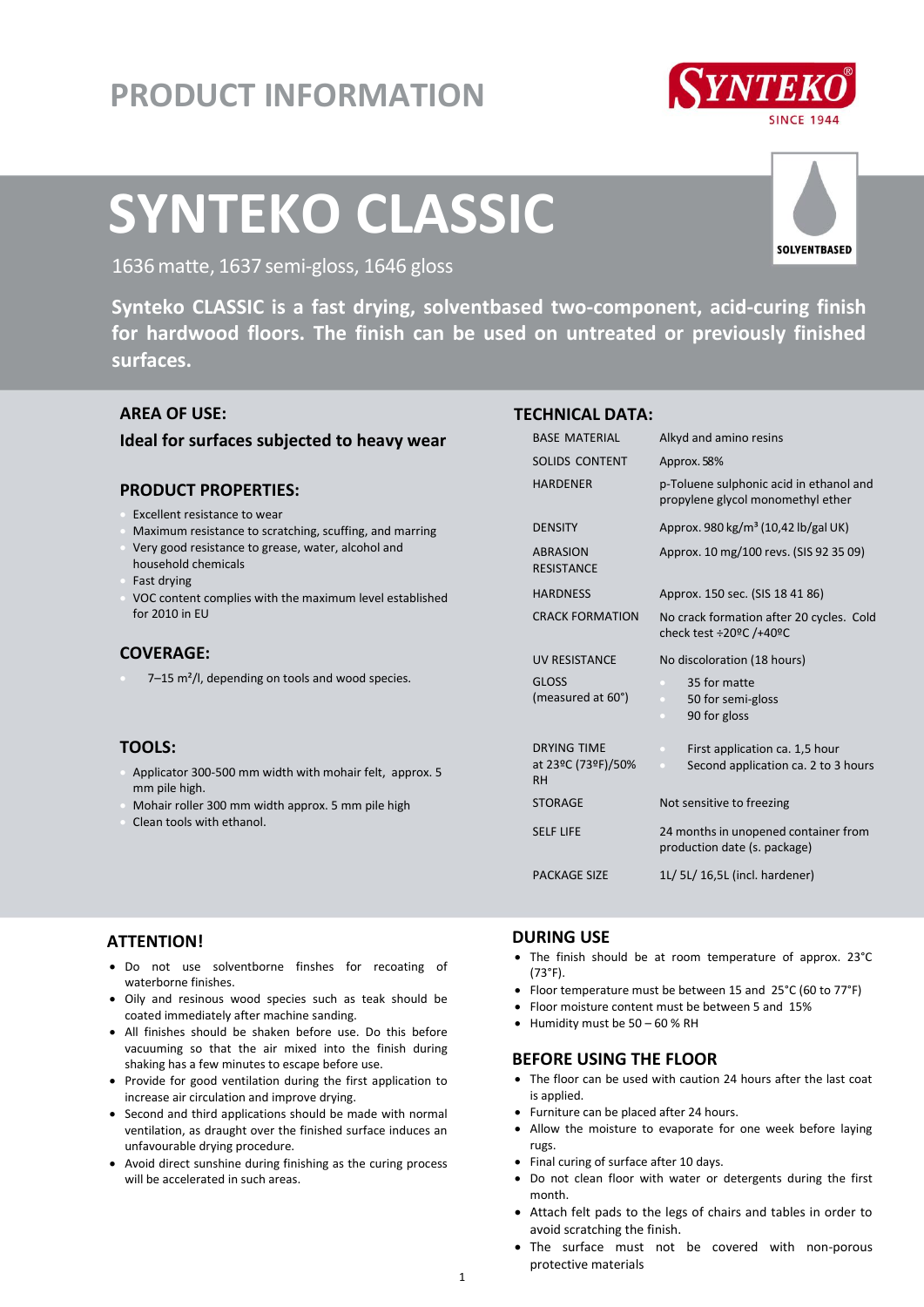# PRODUCT INFORMATION

SYNTEKO® SINCE 1944

# SYNTEKO CLASSIC

SOLVENTBASED

1636 matte, 1637 semi-gloss, 1646 gloss

**Synteko CLASSIC is a fast drying, solventbased two-component, acid-curing finish for hardwood floors. The finish can be used on untreated or previously finished surfaces.**

## AREA OF USE:

**Ideal for surfaces subjected to heavy wear**

## PRODUCT PROPERTIES:

- Excellent resistance to wear
- Maximum resistance to scratching, scuffing, and marring
- Very good resistance to grease, water, alcohol and household chemicals
- Fast drying
- VOC content complies with the maximum level established for 2010 in EU

## COVERAGE:

- 7–15 m²/l, depending on tools and wood species.

## TOOLS:

- Applicator 300-500 mm width with mohair felt, approx. 5 mm pile high.
- Mohair roller 300 mm width approx. 5 mm pile high
- Clean tools with ethanol.

## TECHNICAL DATA:

| | |
|---|---|
| BASE MATERIAL | Alkyd and amino resins |
| SOLIDS CONTENT | Approx. 58% |
| HARDENER | p-Toluene sulphonic acid in ethanol and propylene glycol monomethyl ether |
| DENSITY | Approx. 980 kg/m³ (10,42 lb/gal UK) |
| ABRASION RESISTANCE | Approx. 10 mg/100 revs. (SIS 92 35 09) |
| HARDNESS | Approx. 150 sec. (SIS 18 41 86) |
| CRACK FORMATION | No crack formation after 20 cycles. Cold check test ÷20ºC /+40ºC |
| UV RESISTANCE | No discoloration (18 hours) |
| GLOSS (measured at 60°) | • 35 for matte<br>• 50 for semi-gloss<br>• 90 for gloss |
| DRYING TIME at 23ºC (73ºF)/50% RH | • First application ca. 1,5 hour<br>• Second application ca. 2 to 3 hours |
| STORAGE | Not sensitive to freezing |
| SELF LIFE | 24 months in unopened container from production date (s. package) |
| PACKAGE SIZE | 1L/ 5L/ 16,5L (incl. hardener) |

## ATTENTION!

- Do not use solventborne finshes for recoating of waterborne finishes.
- Oily and resinous wood species such as teak should be coated immediately after machine sanding.
- All finishes should be shaken before use. Do this before vacuuming so that the air mixed into the finish during shaking has a few minutes to escape before use.
- Provide for good ventilation during the first application to increase air circulation and improve drying.
- Second and third applications should be made with normal ventilation, as draught over the finished surface induces an unfavourable drying procedure.
- Avoid direct sunshine during finishing as the curing process will be accelerated in such areas.

## DURING USE

- The finish should be at room temperature of approx. 23°C (73°F).
- Floor temperature must be between 15 and 25°C (60 to 77°F)
- Floor moisture content must be between 5 and 15%
- Humidity must be 50 – 60 % RH

## BEFORE USING THE FLOOR

- The floor can be used with caution 24 hours after the last coat is applied.
- Furniture can be placed after 24 hours.
- Allow the moisture to evaporate for one week before laying rugs.
- Final curing of surface after 10 days.
- Do not clean floor with water or detergents during the first month.
- Attach felt pads to the legs of chairs and tables in order to avoid scratching the finish.
- The surface must not be covered with non-porous protective materials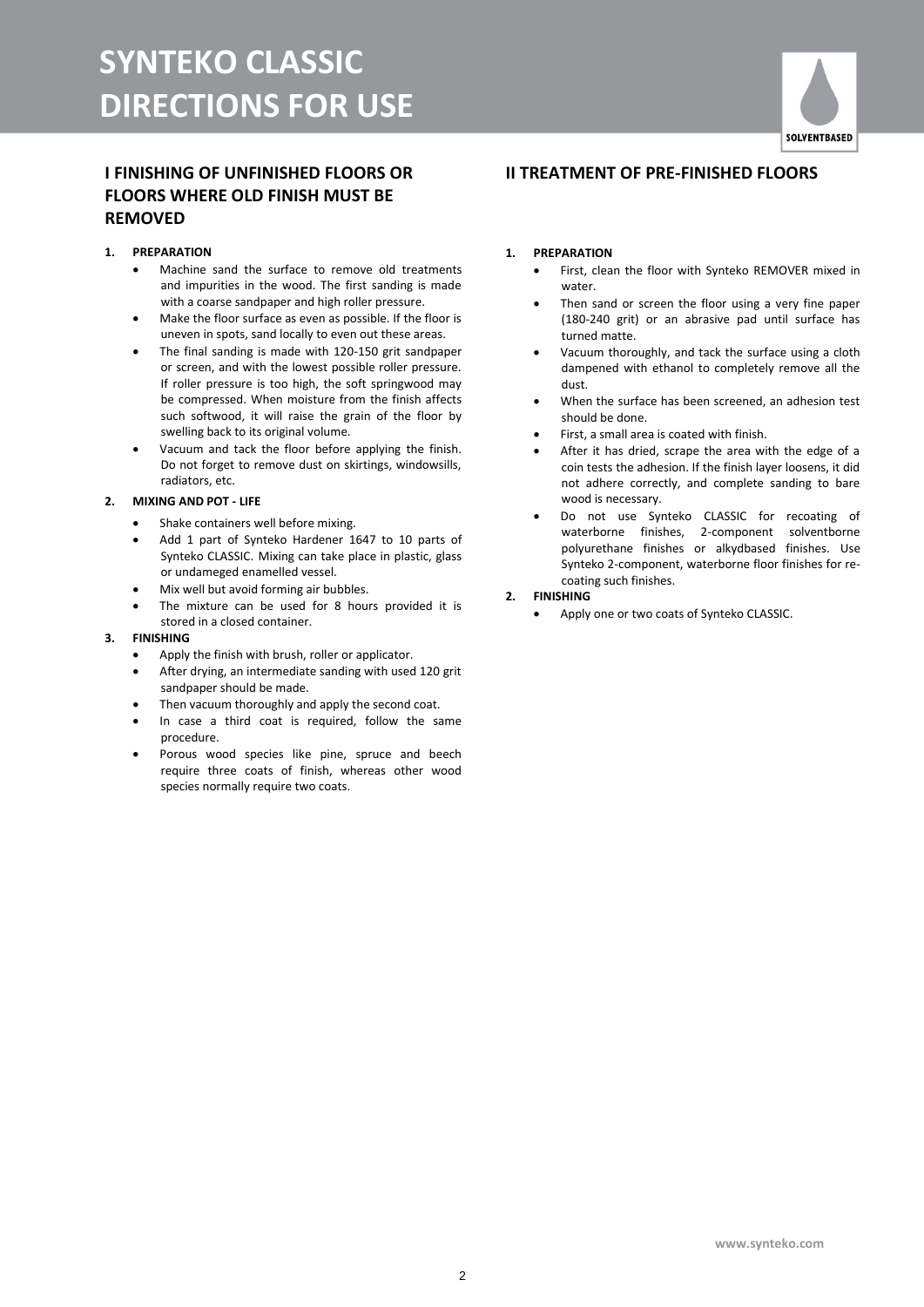# SYNTEKO CLASSIC DIRECTIONS FOR USE

SOLVENTBASED

## I FINISHING OF UNFINISHED FLOORS OR FLOORS WHERE OLD FINISH MUST BE REMOVED

**1. PREPARATION**

- Machine sand the surface to remove old treatments and impurities in the wood. The first sanding is made with a coarse sandpaper and high roller pressure.
- Make the floor surface as even as possible. If the floor is uneven in spots, sand locally to even out these areas.
- The final sanding is made with 120-150 grit sandpaper or screen, and with the lowest possible roller pressure. If roller pressure is too high, the soft springwood may be compressed. When moisture from the finish affects such softwood, it will raise the grain of the floor by swelling back to its original volume.
- Vacuum and tack the floor before applying the finish. Do not forget to remove dust on skirtings, windowsills, radiators, etc.

**2. MIXING AND POT - LIFE**

- Shake containers well before mixing.
- Add 1 part of Synteko Hardener 1647 to 10 parts of Synteko CLASSIC. Mixing can take place in plastic, glass or undameged enamelled vessel.
- Mix well but avoid forming air bubbles.
- The mixture can be used for 8 hours provided it is stored in a closed container.

**3. FINISHING**

- Apply the finish with brush, roller or applicator.
- After drying, an intermediate sanding with used 120 grit sandpaper should be made.
- Then vacuum thoroughly and apply the second coat.
- In case a third coat is required, follow the same procedure.
- Porous wood species like pine, spruce and beech require three coats of finish, whereas other wood species normally require two coats.

## II TREATMENT OF PRE-FINISHED FLOORS

**1. PREPARATION**

- First, clean the floor with Synteko REMOVER mixed in water.
- Then sand or screen the floor using a very fine paper (180-240 grit) or an abrasive pad until surface has turned matte.
- Vacuum thoroughly, and tack the surface using a cloth dampened with ethanol to completely remove all the dust.
- When the surface has been screened, an adhesion test should be done.
- First, a small area is coated with finish.
- After it has dried, scrape the area with the edge of a coin tests the adhesion. If the finish layer loosens, it did not adhere correctly, and complete sanding to bare wood is necessary.
- Do not use Synteko CLASSIC for recoating of waterborne finishes, 2-component solventborne polyurethane finishes or alkydbased finishes. Use Synteko 2-component, waterborne floor finishes for re-coating such finishes.

**2. FINISHING**

- Apply one or two coats of Synteko CLASSIC.

www.synteko.com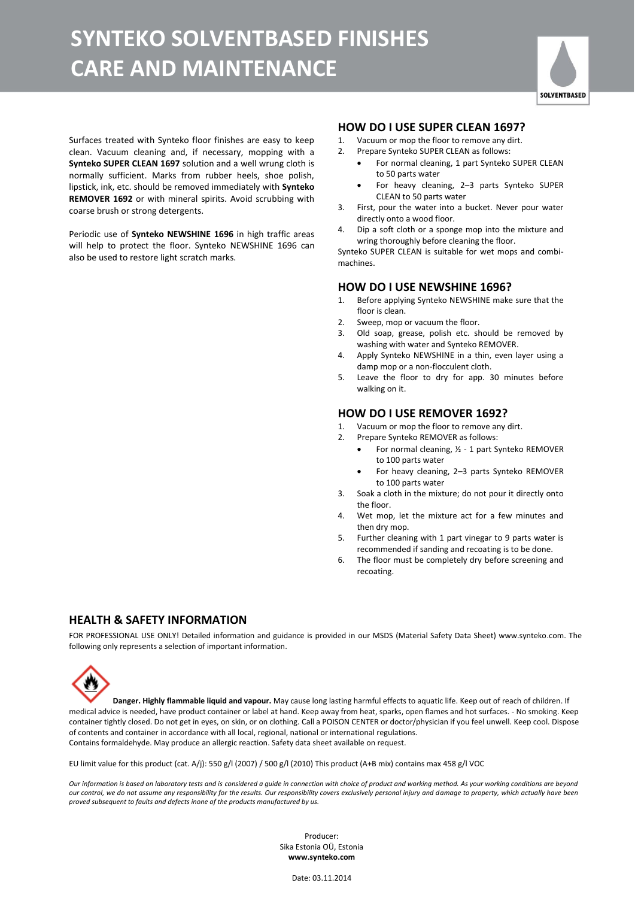# SYNTEKO SOLVENTBASED FINISHES CARE AND MAINTENANCE

SOLVENTBASED

Surfaces treated with Synteko floor finishes are easy to keep clean. Vacuum cleaning and, if necessary, mopping with a **Synteko SUPER CLEAN 1697** solution and a well wrung cloth is normally sufficient. Marks from rubber heels, shoe polish, lipstick, ink, etc. should be removed immediately with **Synteko REMOVER 1692** or with mineral spirits. Avoid scrubbing with coarse brush or strong detergents.

Periodic use of **Synteko NEWSHINE 1696** in high traffic areas will help to protect the floor. Synteko NEWSHINE 1696 can also be used to restore light scratch marks.

## HOW DO I USE SUPER CLEAN 1697?

1. Vacuum or mop the floor to remove any dirt.
2. Prepare Synteko SUPER CLEAN as follows:
   - For normal cleaning, 1 part Synteko SUPER CLEAN to 50 parts water
   - For heavy cleaning, 2–3 parts Synteko SUPER CLEAN to 50 parts water
3. First, pour the water into a bucket. Never pour water directly onto a wood floor.
4. Dip a soft cloth or a sponge mop into the mixture and wring thoroughly before cleaning the floor.

Synteko SUPER CLEAN is suitable for wet mops and combi-machines.

## HOW DO I USE NEWSHINE 1696?

1. Before applying Synteko NEWSHINE make sure that the floor is clean.
2. Sweep, mop or vacuum the floor.
3. Old soap, grease, polish etc. should be removed by washing with water and Synteko REMOVER.
4. Apply Synteko NEWSHINE in a thin, even layer using a damp mop or a non-flocculent cloth.
5. Leave the floor to dry for app. 30 minutes before walking on it.

## HOW DO I USE REMOVER 1692?

1. Vacuum or mop the floor to remove any dirt.
2. Prepare Synteko REMOVER as follows:
   - For normal cleaning, ½ - 1 part Synteko REMOVER to 100 parts water
   - For heavy cleaning, 2–3 parts Synteko REMOVER to 100 parts water
3. Soak a cloth in the mixture; do not pour it directly onto the floor.
4. Wet mop, let the mixture act for a few minutes and then dry mop.
5. Further cleaning with 1 part vinegar to 9 parts water is recommended if sanding and recoating is to be done.
6. The floor must be completely dry before screening and recoating.

## HEALTH & SAFETY INFORMATION

FOR PROFESSIONAL USE ONLY! Detailed information and guidance is provided in our MSDS (Material Safety Data Sheet) www.synteko.com. The following only represents a selection of important information.

**Danger. Highly flammable liquid and vapour.** May cause long lasting harmful effects to aquatic life. Keep out of reach of children. If medical advice is needed, have product container or label at hand. Keep away from heat, sparks, open flames and hot surfaces. - No smoking. Keep container tightly closed. Do not get in eyes, on skin, or on clothing. Call a POISON CENTER or doctor/physician if you feel unwell. Keep cool. Dispose of contents and container in accordance with all local, regional, national or international regulations.
Contains formaldehyde. May produce an allergic reaction. Safety data sheet available on request.

EU limit value for this product (cat. A/j): 550 g/l (2007) / 500 g/l (2010) This product (A+B mix) contains max 458 g/l VOC

*Our information is based on laboratory tests and is considered a guide in connection with choice of product and working method. As your working conditions are beyond our control, we do not assume any responsibility for the results. Our responsibility covers exclusively personal injury and damage to property, which actually have been proved subsequent to faults and defects inone of the products manufactured by us.*

Producer:
Sika Estonia OÜ, Estonia
**www.synteko.com**

Date: 03.11.2014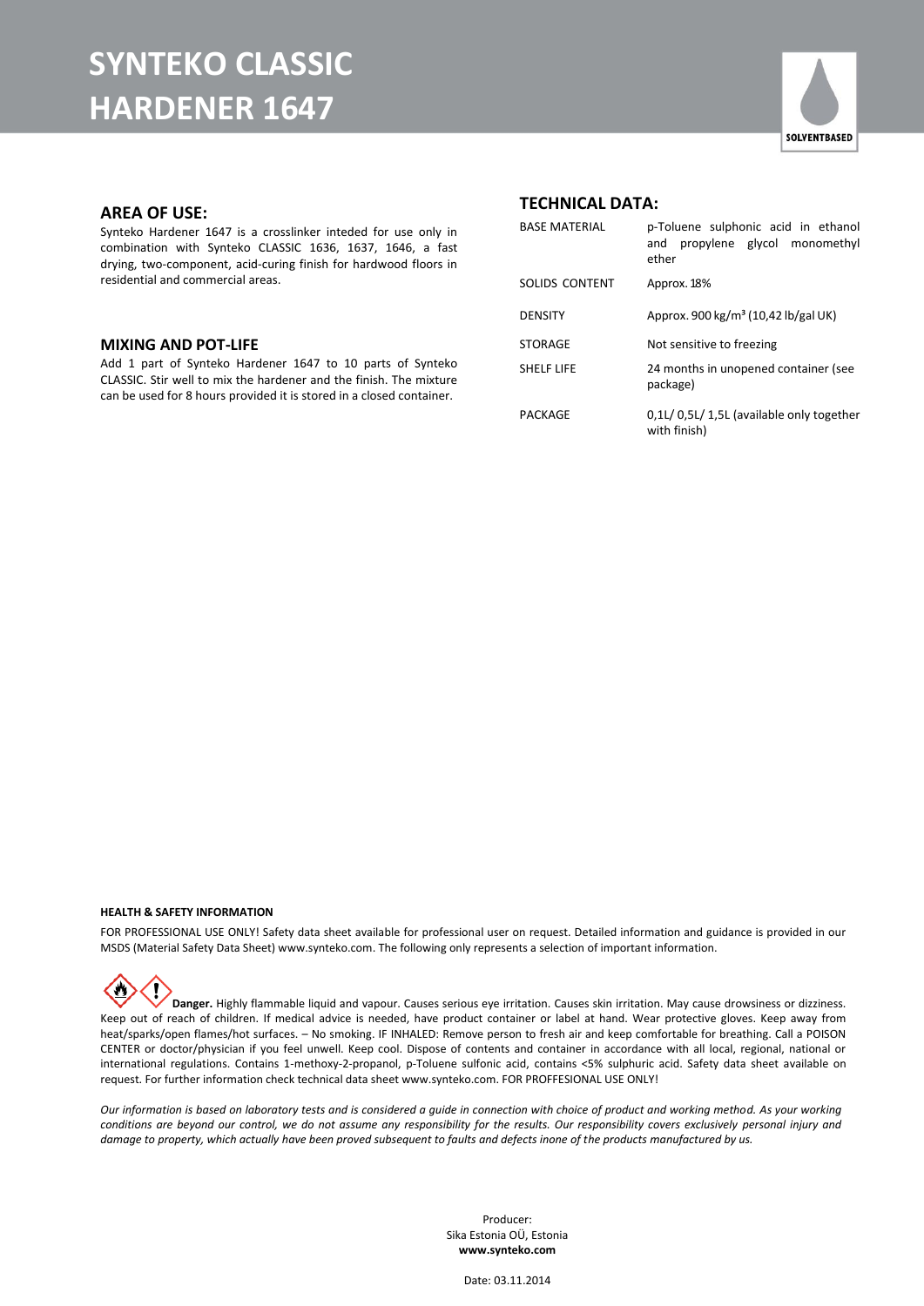# SYNTEKO CLASSIC HARDENER 1647

SOLVENTBASED

## AREA OF USE:

Synteko Hardener 1647 is a crosslinker inteded for use only in combination with Synteko CLASSIC 1636, 1637, 1646, a fast drying, two-component, acid-curing finish for hardwood floors in residential and commercial areas.

## MIXING AND POT-LIFE

Add 1 part of Synteko Hardener 1647 to 10 parts of Synteko CLASSIC. Stir well to mix the hardener and the finish. The mixture can be used for 8 hours provided it is stored in a closed container.

## TECHNICAL DATA:

| | |
|---|---|
| BASE MATERIAL | p-Toluene sulphonic acid in ethanol and propylene glycol monomethyl ether |
| SOLIDS CONTENT | Approx. 18% |
| DENSITY | Approx. 900 kg/m³ (10,42 lb/gal UK) |
| STORAGE | Not sensitive to freezing |
| SHELF LIFE | 24 months in unopened container (see package) |
| PACKAGE | 0,1L/ 0,5L/ 1,5L (available only together with finish) |

**HEALTH & SAFETY INFORMATION**

FOR PROFESSIONAL USE ONLY! Safety data sheet available for professional user on request. Detailed information and guidance is provided in our MSDS (Material Safety Data Sheet) www.synteko.com. The following only represents a selection of important information.

**Danger.** Highly flammable liquid and vapour. Causes serious eye irritation. Causes skin irritation. May cause drowsiness or dizziness. Keep out of reach of children. If medical advice is needed, have product container or label at hand. Wear protective gloves. Keep away from heat/sparks/open flames/hot surfaces. – No smoking. IF INHALED: Remove person to fresh air and keep comfortable for breathing. Call a POISON CENTER or doctor/physician if you feel unwell. Keep cool. Dispose of contents and container in accordance with all local, regional, national or international regulations. Contains 1-methoxy-2-propanol, p-Toluene sulfonic acid, contains <5% sulphuric acid. Safety data sheet available on request. For further information check technical data sheet www.synteko.com. FOR PROFFESIONAL USE ONLY!

*Our information is based on laboratory tests and is considered a guide in connection with choice of product and working method. As your working conditions are beyond our control, we do not assume any responsibility for the results. Our responsibility covers exclusively personal injury and damage to property, which actually have been proved subsequent to faults and defects inone of the products manufactured by us.*

Producer:
Sika Estonia OÜ, Estonia
**www.synteko.com**

Date: 03.11.2014